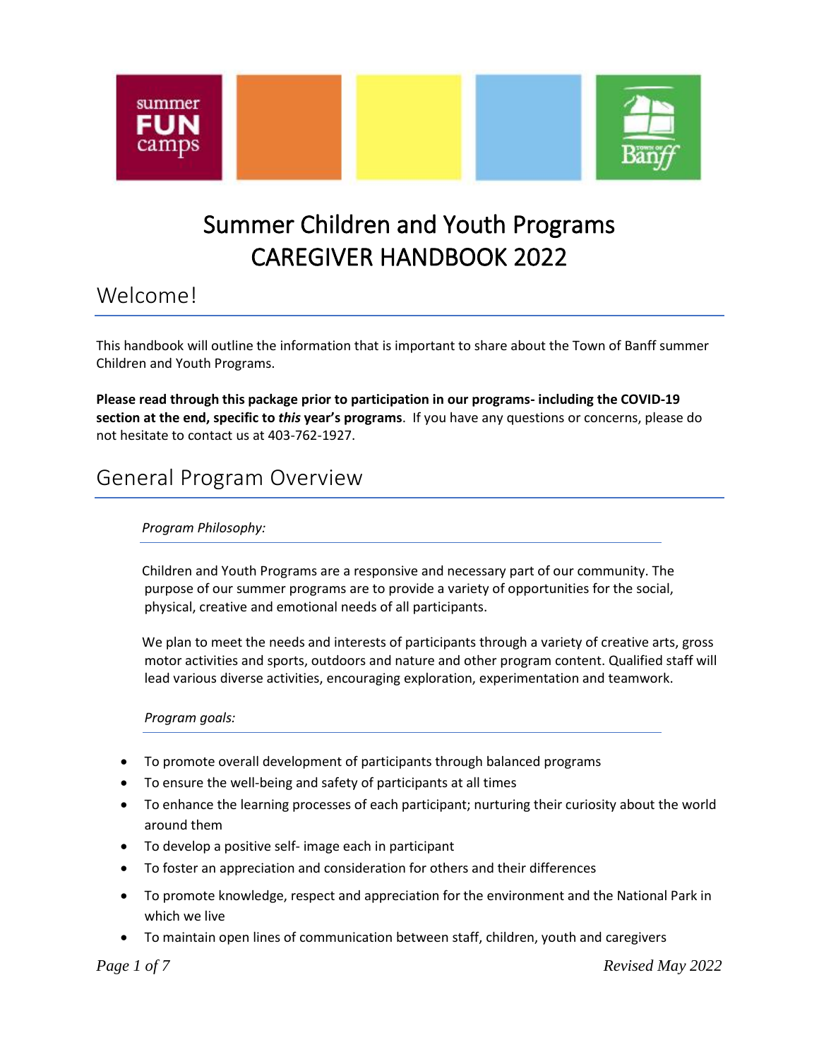# Summary Children and Youth Programs CAREGIVER HANDBOOK 2022

## Welcome!

This handbook will outline the information that is important to share about the Town of Banff summer Children and Youth Programs.

**Please read through this package prior to participation in our programs- including the COVID-19 section at the end, specific to *this* year's programs**. If you have any questions or concerns, please do not hesitate to contact us at 403-762-1927.

## General Program Overview

### *Program Philosophy:*

Children and Youth Programs are a responsive and necessary part of our community. The purpose of our summer programs are to provide a variety of opportunities for the social, physical, creative and emotional needs of all participants.

We plan to meet the needs and interests of participants through a variety of creative arts, gross motor activities and sports, outdoors and nature and other program content. Qualified staff will lead various diverse activities, encouraging exploration, experimentation and teamwork.

### *Program goals:*

- To promote overall development of participants through balanced programs
- To ensure the well-being and safety of participants at all times
- To enhance the learning processes of each participant; nurturing their curiosity about the world around them
- To develop a positive self- image each in participant
- To foster an appreciation and consideration for others and their differences
- To promote knowledge, respect and appreciation for the environment and the National Park in which we live
- To maintain open lines of communication between staff, children, youth and caregivers

*Revised May 2022*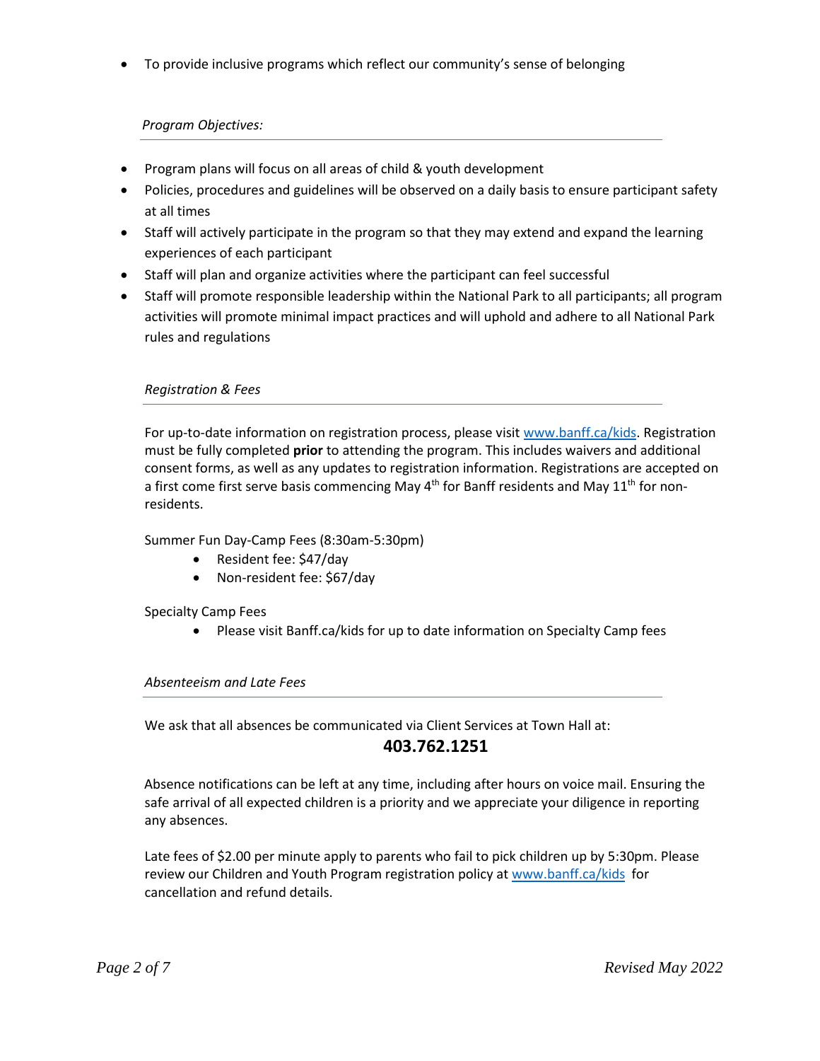- To provide inclusive programs which reflect our community's sense of belonging

*Program Objectives:*

- Program plans will focus on all areas of child & youth development
- Policies, procedures and guidelines will be observed on a daily basis to ensure participant safety at all times
- Staff will actively participate in the program so that they may extend and expand the learning experiences of each participant
- Staff will plan and organize activities where the participant can feel successful
- Staff will promote responsible leadership within the National Park to all participants; all program activities will promote minimal impact practices and will uphold and adhere to all National Park rules and regulations

*Registration & Fees*

For up-to-date information on registration process, please visit www.banff.ca/kids. Registration must be fully completed **prior** to attending the program. This includes waivers and additional consent forms, as well as any updates to registration information. Registrations are accepted on a first come first serve basis commencing May 4th for Banff residents and May 11th for non-residents.

Summer Fun Day-Camp Fees (8:30am-5:30pm)

- Resident fee: $47/day
- Non-resident fee: $67/day

Specialty Camp Fees

- Please visit Banff.ca/kids for up to date information on Specialty Camp fees

*Absenteeism and Late Fees*

We ask that all absences be communicated via Client Services at Town Hall at:

**403.762.1251**

Absence notifications can be left at any time, including after hours on voice mail. Ensuring the safe arrival of all expected children is a priority and we appreciate your diligence in reporting any absences.

Late fees of $2.00 per minute apply to parents who fail to pick children up by 5:30pm. Please review our Children and Youth Program registration policy at www.banff.ca/kids for cancellation and refund details.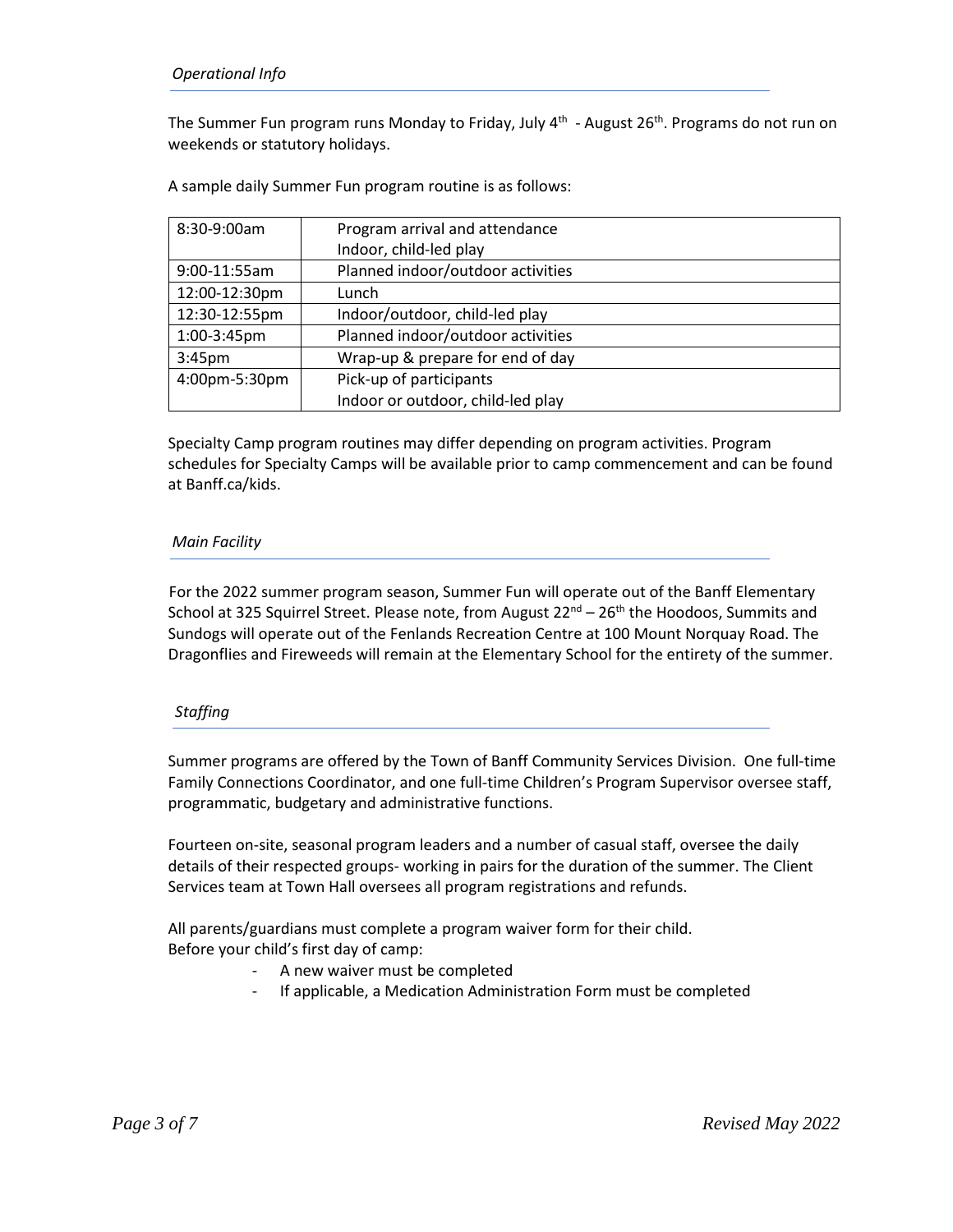### *Operational Info*

The Summer Fun program runs Monday to Friday, July 4th - August 26th. Programs do not run on weekends or statutory holidays.

A sample daily Summer Fun program routine is as follows:

| Time | Activity |
|---|---|
| 8:30-9:00am | Program arrival and attendance<br>Indoor, child-led play |
| 9:00-11:55am | Planned indoor/outdoor activities |
| 12:00-12:30pm | Lunch |
| 12:30-12:55pm | Indoor/outdoor, child-led play |
| 1:00-3:45pm | Planned indoor/outdoor activities |
| 3:45pm | Wrap-up & prepare for end of day |
| 4:00pm-5:30pm | Pick-up of participants<br>Indoor or outdoor, child-led play |

Specialty Camp program routines may differ depending on program activities. Program schedules for Specialty Camps will be available prior to camp commencement and can be found at Banff.ca/kids.

### *Main Facility*

For the 2022 summer program season, Summer Fun will operate out of the Banff Elementary School at 325 Squirrel Street. Please note, from August 22nd – 26th the Hoodoos, Summits and Sundogs will operate out of the Fenlands Recreation Centre at 100 Mount Norquay Road. The Dragonflies and Fireweeds will remain at the Elementary School for the entirety of the summer.

### *Staffing*

Summer programs are offered by the Town of Banff Community Services Division. One full-time Family Connections Coordinator, and one full-time Children's Program Supervisor oversee staff, programmatic, budgetary and administrative functions.

Fourteen on-site, seasonal program leaders and a number of casual staff, oversee the daily details of their respected groups- working in pairs for the duration of the summer. The Client Services team at Town Hall oversees all program registrations and refunds.

All parents/guardians must complete a program waiver form for their child.
Before your child's first day of camp:

- A new waiver must be completed
- If applicable, a Medication Administration Form must be completed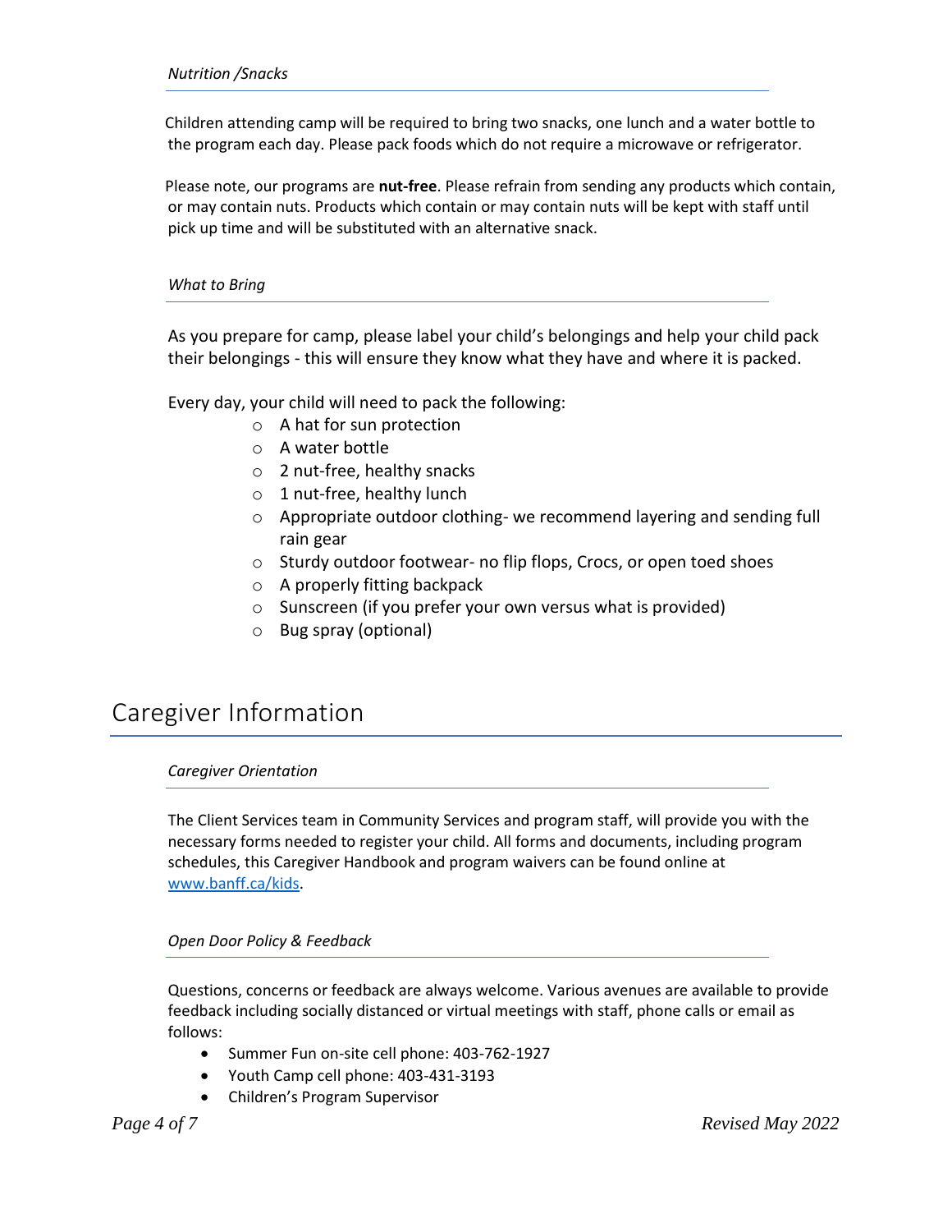### *Nutrition /Snacks*

Children attending camp will be required to bring two snacks, one lunch and a water bottle to the program each day. Please pack foods which do not require a microwave or refrigerator.

Please note, our programs are **nut-free**. Please refrain from sending any products which contain, or may contain nuts. Products which contain or may contain nuts will be kept with staff until pick up time and will be substituted with an alternative snack.

### *What to Bring*

As you prepare for camp, please label your child's belongings and help your child pack their belongings - this will ensure they know what they have and where it is packed.

Every day, your child will need to pack the following:

- A hat for sun protection
- A water bottle
- 2 nut-free, healthy snacks
- 1 nut-free, healthy lunch
- Appropriate outdoor clothing- we recommend layering and sending full rain gear
- Sturdy outdoor footwear- no flip flops, Crocs, or open toed shoes
- A properly fitting backpack
- Sunscreen (if you prefer your own versus what is provided)
- Bug spray (optional)

## Caregiver Information

### *Caregiver Orientation*

The Client Services team in Community Services and program staff, will provide you with the necessary forms needed to register your child. All forms and documents, including program schedules, this Caregiver Handbook and program waivers can be found online at [www.banff.ca/kids](www.banff.ca/kids).

### *Open Door Policy & Feedback*

Questions, concerns or feedback are always welcome. Various avenues are available to provide feedback including socially distanced or virtual meetings with staff, phone calls or email as follows:

- Summer Fun on-site cell phone: 403-762-1927
- Youth Camp cell phone: 403-431-3193
- Children's Program Supervisor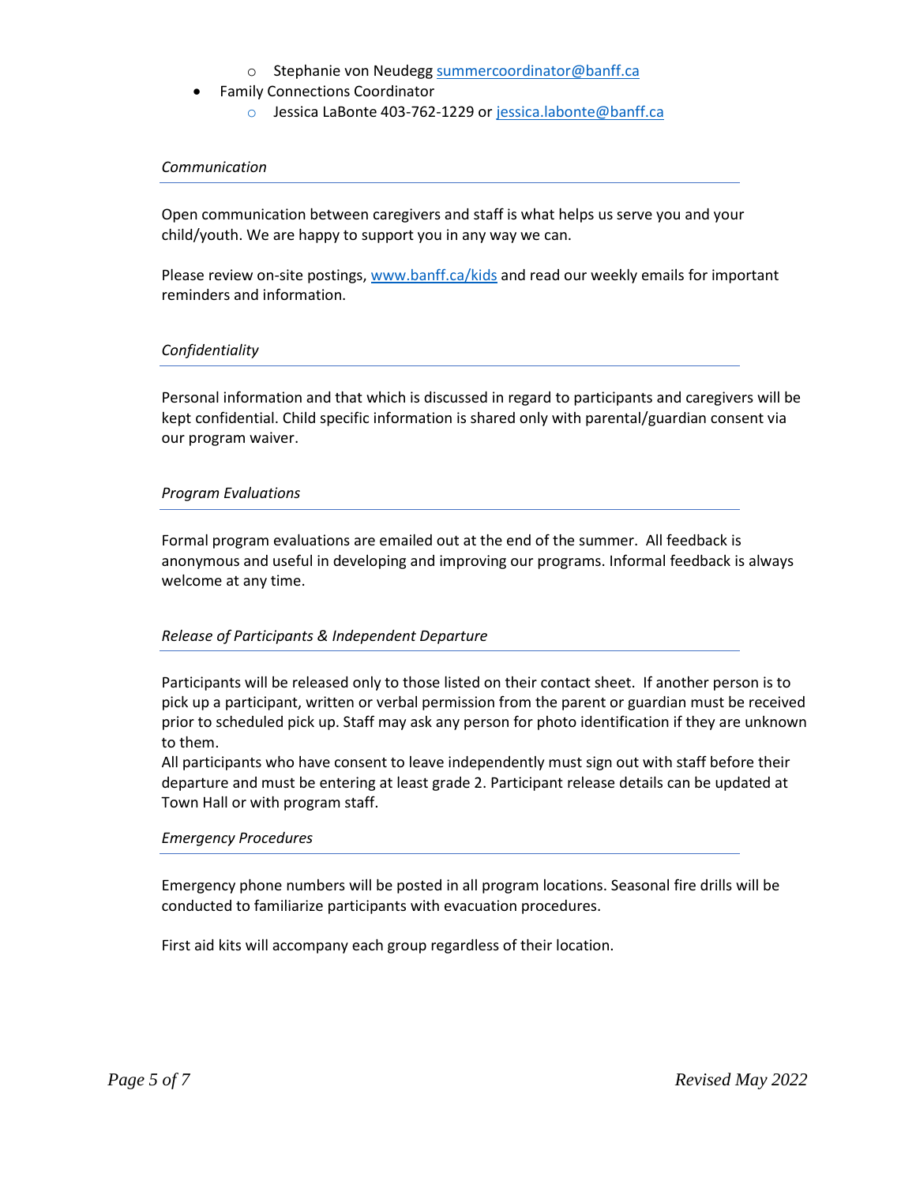- Stephanie von Neudegg summercoordinator@banff.ca
- Family Connections Coordinator
    - Jessica LaBonte 403-762-1229 or jessica.labonte@banff.ca

### *Communication*

Open communication between caregivers and staff is what helps us serve you and your child/youth. We are happy to support you in any way we can.

Please review on-site postings, www.banff.ca/kids and read our weekly emails for important reminders and information.

### *Confidentiality*

Personal information and that which is discussed in regard to participants and caregivers will be kept confidential. Child specific information is shared only with parental/guardian consent via our program waiver.

### *Program Evaluations*

Formal program evaluations are emailed out at the end of the summer. All feedback is anonymous and useful in developing and improving our programs. Informal feedback is always welcome at any time.

### *Release of Participants & Independent Departure*

Participants will be released only to those listed on their contact sheet. If another person is to pick up a participant, written or verbal permission from the parent or guardian must be received prior to scheduled pick up. Staff may ask any person for photo identification if they are unknown to them.
All participants who have consent to leave independently must sign out with staff before their departure and must be entering at least grade 2. Participant release details can be updated at Town Hall or with program staff.

### *Emergency Procedures*

Emergency phone numbers will be posted in all program locations. Seasonal fire drills will be conducted to familiarize participants with evacuation procedures.

First aid kits will accompany each group regardless of their location.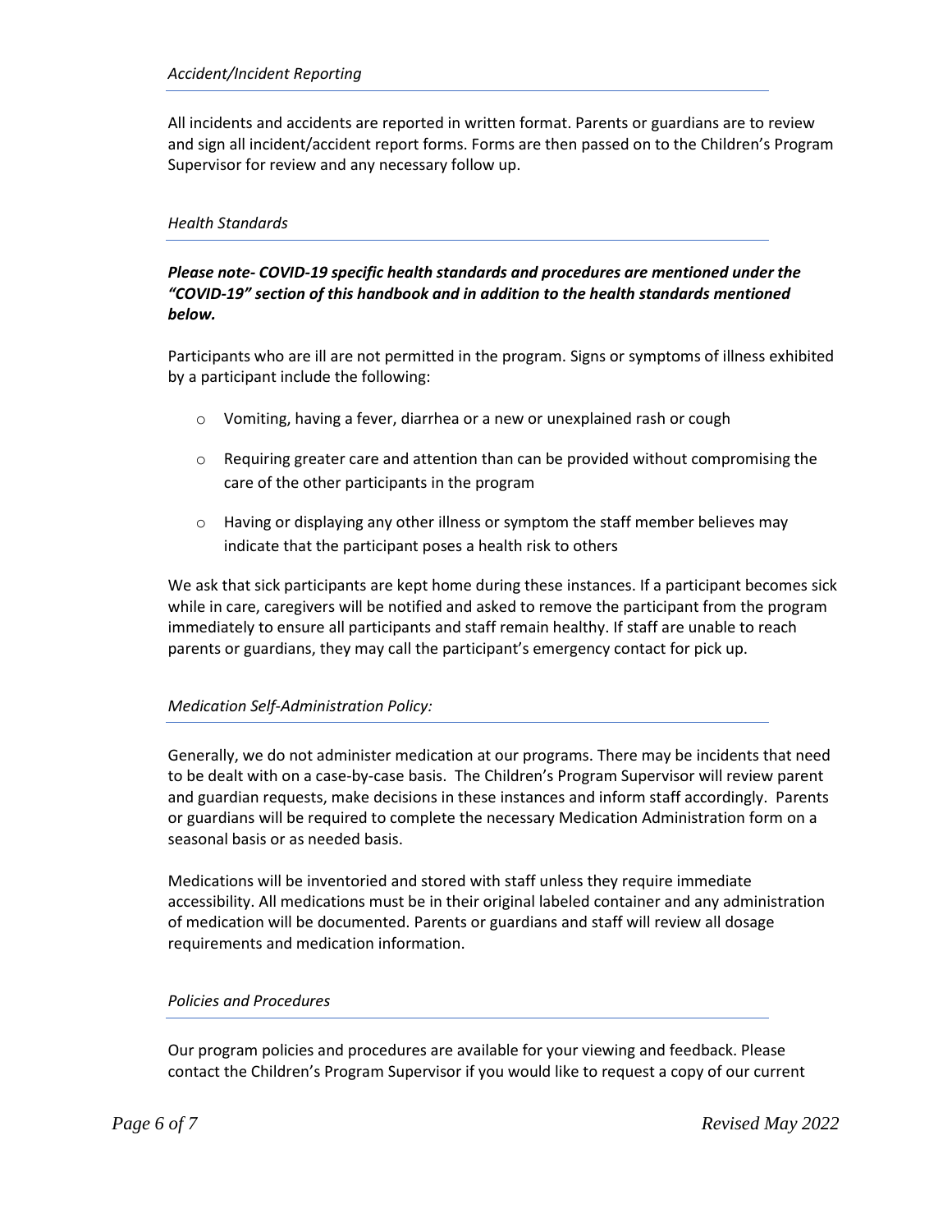### *Accident/Incident Reporting*

All incidents and accidents are reported in written format. Parents or guardians are to review and sign all incident/accident report forms. Forms are then passed on to the Children's Program Supervisor for review and any necessary follow up.

### *Health Standards*

***Please note- COVID-19 specific health standards and procedures are mentioned under the "COVID-19" section of this handbook and in addition to the health standards mentioned below.***

Participants who are ill are not permitted in the program. Signs or symptoms of illness exhibited by a participant include the following:

- Vomiting, having a fever, diarrhea or a new or unexplained rash or cough
- Requiring greater care and attention than can be provided without compromising the care of the other participants in the program
- Having or displaying any other illness or symptom the staff member believes may indicate that the participant poses a health risk to others

We ask that sick participants are kept home during these instances. If a participant becomes sick while in care, caregivers will be notified and asked to remove the participant from the program immediately to ensure all participants and staff remain healthy. If staff are unable to reach parents or guardians, they may call the participant's emergency contact for pick up.

### *Medication Self-Administration Policy:*

Generally, we do not administer medication at our programs. There may be incidents that need to be dealt with on a case-by-case basis. The Children's Program Supervisor will review parent and guardian requests, make decisions in these instances and inform staff accordingly. Parents or guardians will be required to complete the necessary Medication Administration form on a seasonal basis or as needed basis.

Medications will be inventoried and stored with staff unless they require immediate accessibility. All medications must be in their original labeled container and any administration of medication will be documented. Parents or guardians and staff will review all dosage requirements and medication information.

### *Policies and Procedures*

Our program policies and procedures are available for your viewing and feedback. Please contact the Children's Program Supervisor if you would like to request a copy of our current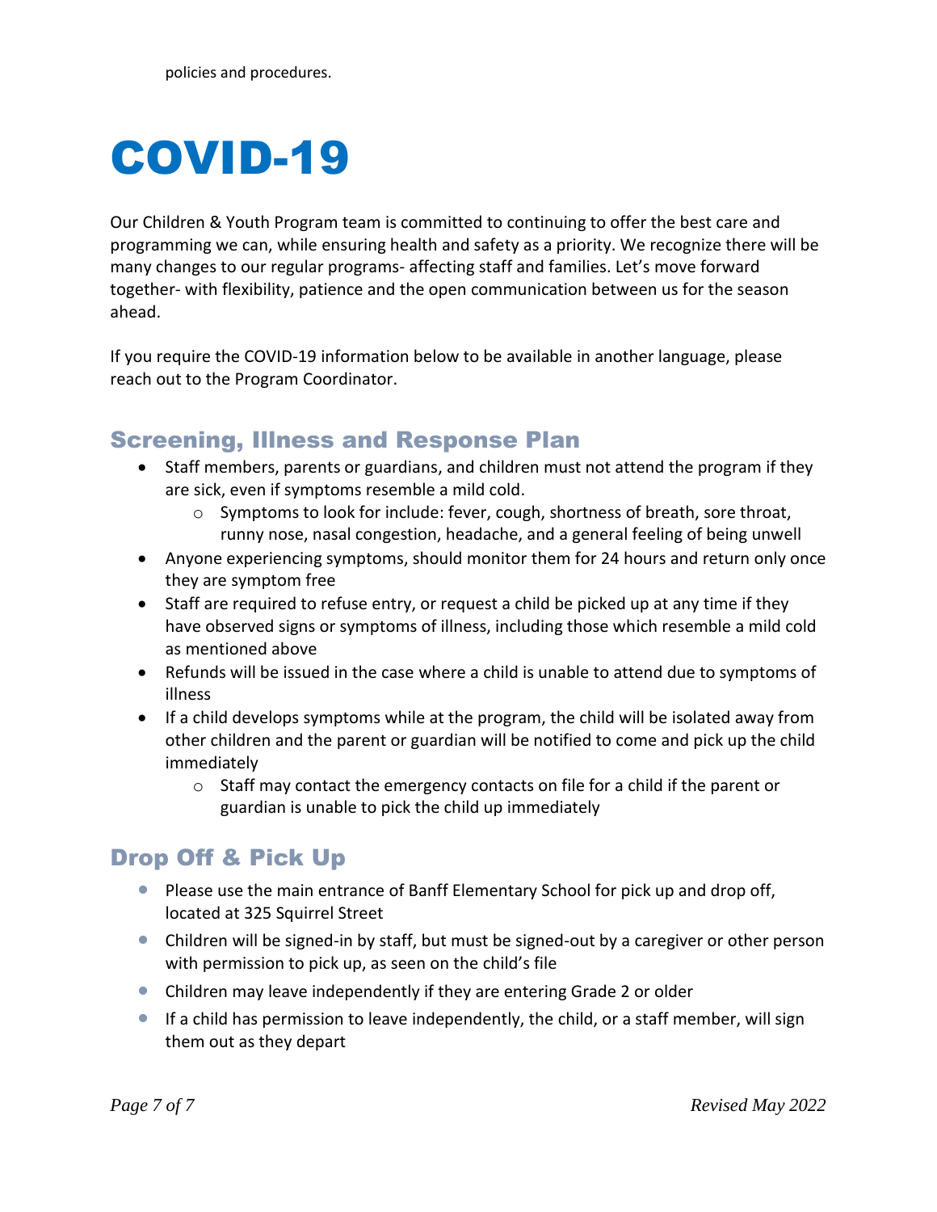policies and procedures.

# COVID-19

Our Children & Youth Program team is committed to continuing to offer the best care and programming we can, while ensuring health and safety as a priority. We recognize there will be many changes to our regular programs- affecting staff and families. Let's move forward together- with flexibility, patience and the open communication between us for the season ahead.

If you require the COVID-19 information below to be available in another language, please reach out to the Program Coordinator.

## Screening, Illness and Response Plan

- Staff members, parents or guardians, and children must not attend the program if they are sick, even if symptoms resemble a mild cold.
  - Symptoms to look for include: fever, cough, shortness of breath, sore throat, runny nose, nasal congestion, headache, and a general feeling of being unwell
- Anyone experiencing symptoms, should monitor them for 24 hours and return only once they are symptom free
- Staff are required to refuse entry, or request a child be picked up at any time if they have observed signs or symptoms of illness, including those which resemble a mild cold as mentioned above
- Refunds will be issued in the case where a child is unable to attend due to symptoms of illness
- If a child develops symptoms while at the program, the child will be isolated away from other children and the parent or guardian will be notified to come and pick up the child immediately
  - Staff may contact the emergency contacts on file for a child if the parent or guardian is unable to pick the child up immediately

## Drop Off & Pick Up

- Please use the main entrance of Banff Elementary School for pick up and drop off, located at 325 Squirrel Street
- Children will be signed-in by staff, but must be signed-out by a caregiver or other person with permission to pick up, as seen on the child's file
- Children may leave independently if they are entering Grade 2 or older
- If a child has permission to leave independently, the child, or a staff member, will sign them out as they depart